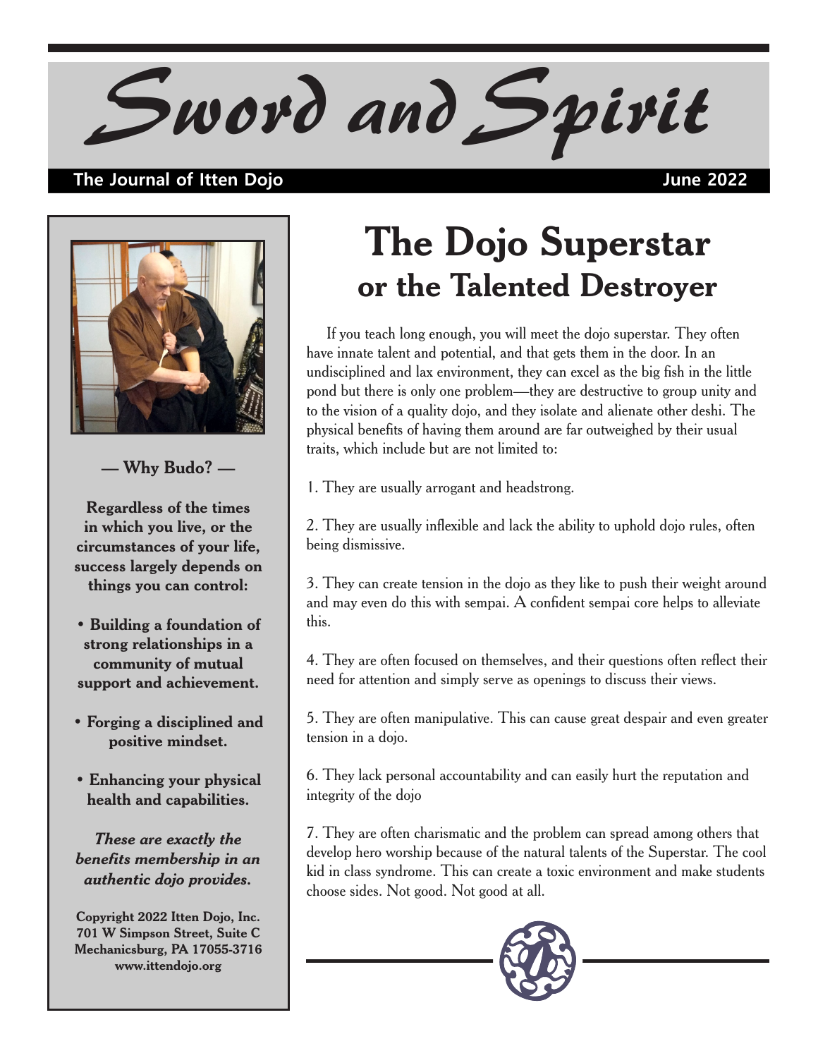# Sword and Spirit

**The Journal of Itten Dojo** June 2022

— **Why Budo?** —

**Regardless of the times in which you live, or the circumstances of your life, success largely depends on things you can control:**

- **Building a foundation of strong relationships in a community of mutual support and achievement.**
- **Forging a disciplined and positive mindset.**
- **Enhancing your physical health and capabilities.**

***These are exactly the benefits membership in an authentic dojo provides.***

**Copyright 2022 Itten Dojo, Inc.**
**701 W Simpson Street, Suite C**
**Mechanicsburg, PA 17055-3716**
**www.ittendojo.org**

## The Dojo Superstar
### or the Talented Destroyer

If you teach long enough, you will meet the dojo superstar. They often have innate talent and potential, and that gets them in the door. In an undisciplined and lax environment, they can excel as the big fish in the little pond but there is only one problem—they are destructive to group unity and to the vision of a quality dojo, and they isolate and alienate other deshi. The physical benefits of having them around are far outweighed by their usual traits, which include but are not limited to:

1. They are usually arrogant and headstrong.

2. They are usually inflexible and lack the ability to uphold dojo rules, often being dismissive.

3. They can create tension in the dojo as they like to push their weight around and may even do this with sempai. A confident sempai core helps to alleviate this.

4. They are often focused on themselves, and their questions often reflect their need for attention and simply serve as openings to discuss their views.

5. They are often manipulative. This can cause great despair and even greater tension in a dojo.

6. They lack personal accountability and can easily hurt the reputation and integrity of the dojo

7. They are often charismatic and the problem can spread among others that develop hero worship because of the natural talents of the Superstar. The cool kid in class syndrome. This can create a toxic environment and make students choose sides. Not good. Not good at all.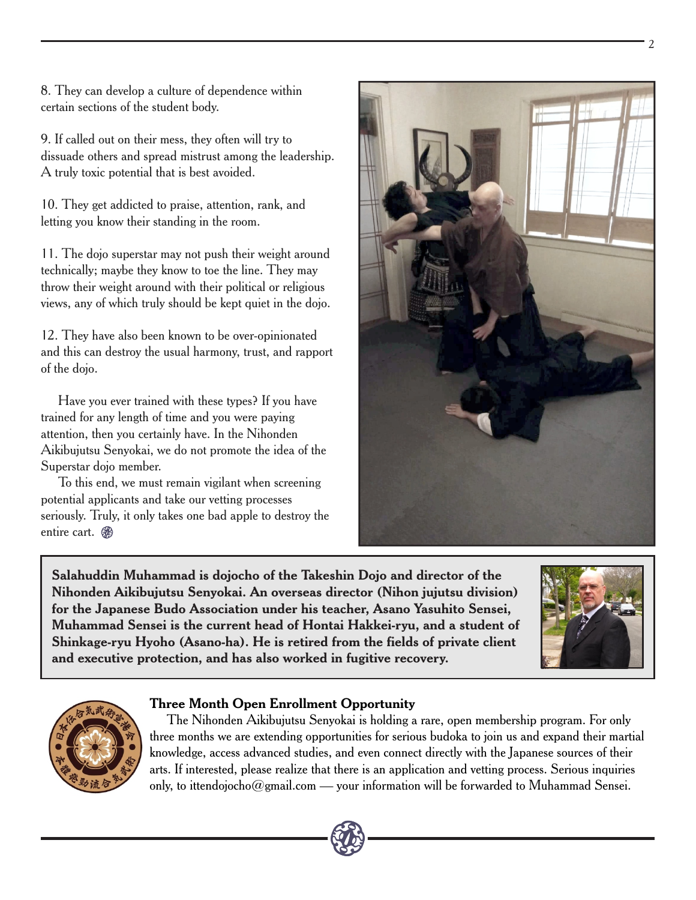8. They can develop a culture of dependence within certain sections of the student body.

9. If called out on their mess, they often will try to dissuade others and spread mistrust among the leadership. A truly toxic potential that is best avoided.

10. They get addicted to praise, attention, rank, and letting you know their standing in the room.

11. The dojo superstar may not push their weight around technically; maybe they know to toe the line. They may throw their weight around with their political or religious views, any of which truly should be kept quiet in the dojo.

12. They have also been known to be over-opinionated and this can destroy the usual harmony, trust, and rapport of the dojo.

Have you ever trained with these types? If you have trained for any length of time and you were paying attention, then you certainly have. In the Nihonden Aikibujutsu Senyokai, we do not promote the idea of the Superstar dojo member.

To this end, we must remain vigilant when screening potential applicants and take our vetting processes seriously. Truly, it only takes one bad apple to destroy the entire cart.

**Salahuddin Muhammad is dojocho of the Takeshin Dojo and director of the Nihonden Aikibujutsu Senyokai. An overseas director (Nihon jujutsu division) for the Japanese Budo Association under his teacher, Asano Yasuhito Sensei, Muhammad Sensei is the current head of Hontai Hakkei-ryu, and a student of Shinkage-ryu Hyoho (Asano-ha). He is retired from the fields of private client and executive protection, and has also worked in fugitive recovery.**

### Three Month Open Enrollment Opportunity

The Nihonden Aikibujutsu Senyokai is holding a rare, open membership program. For only three months we are extending opportunities for serious budoka to join us and expand their martial knowledge, access advanced studies, and even connect directly with the Japanese sources of their arts. If interested, please realize that there is an application and vetting process. Serious inquiries only, to ittendojocho@gmail.com — your information will be forwarded to Muhammad Sensei.